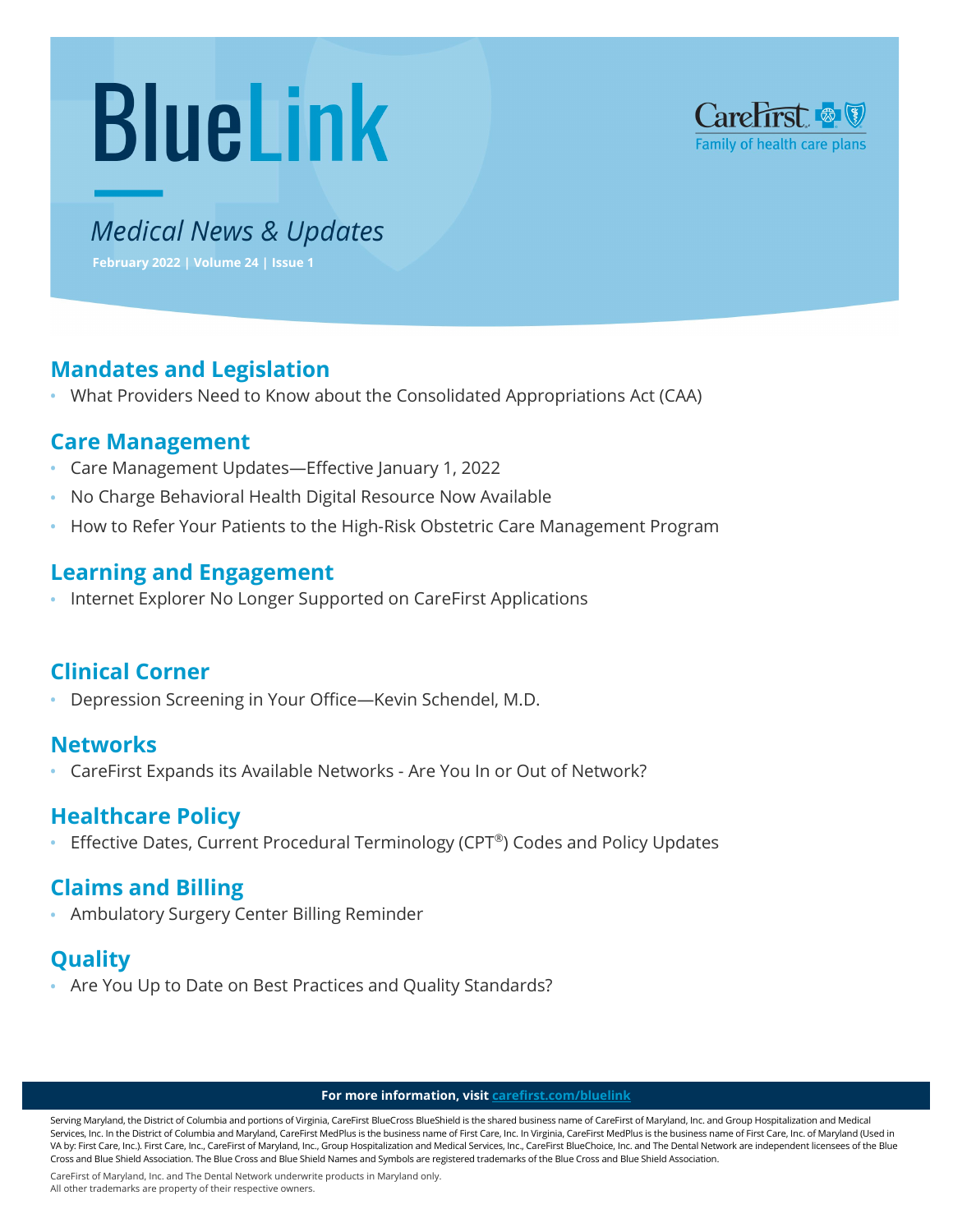# BlueLink

CareFirst
Family of health care plans

*Medical News & Updates*

**February 2022 | Volume 24 | Issue 1**

## Mandates and Legislation

- What Providers Need to Know about the Consolidated Appropriations Act (CAA)

## Care Management

- Care Management Updates—Effective January 1, 2022
- No Charge Behavioral Health Digital Resource Now Available
- How to Refer Your Patients to the High-Risk Obstetric Care Management Program

## Learning and Engagement

- Internet Explorer No Longer Supported on CareFirst Applications

## Clinical Corner

- Depression Screening in Your Office—Kevin Schendel, M.D.

## Networks

- CareFirst Expands its Available Networks - Are You In or Out of Network?

## Healthcare Policy

- Effective Dates, Current Procedural Terminology (CPT®) Codes and Policy Updates

## Claims and Billing

- Ambulatory Surgery Center Billing Reminder

## Quality

- Are You Up to Date on Best Practices and Quality Standards?

**For more information, visit carefirst.com/bluelink**

Serving Maryland, the District of Columbia and portions of Virginia, CareFirst BlueCross BlueShield is the shared business name of CareFirst of Maryland, Inc. and Group Hospitalization and Medical Services, Inc. In the District of Columbia and Maryland, CareFirst MedPlus is the business name of First Care, Inc. In Virginia, CareFirst MedPlus is the business name of First Care, Inc. of Maryland (Used in VA by: First Care, Inc.). First Care, Inc., CareFirst of Maryland, Inc., Group Hospitalization and Medical Services, Inc., CareFirst BlueChoice, Inc. and The Dental Network are independent licensees of the Blue Cross and Blue Shield Association. The Blue Cross and Blue Shield Names and Symbols are registered trademarks of the Blue Cross and Blue Shield Association.

CareFirst of Maryland, Inc. and The Dental Network underwrite products in Maryland only.
All other trademarks are property of their respective owners.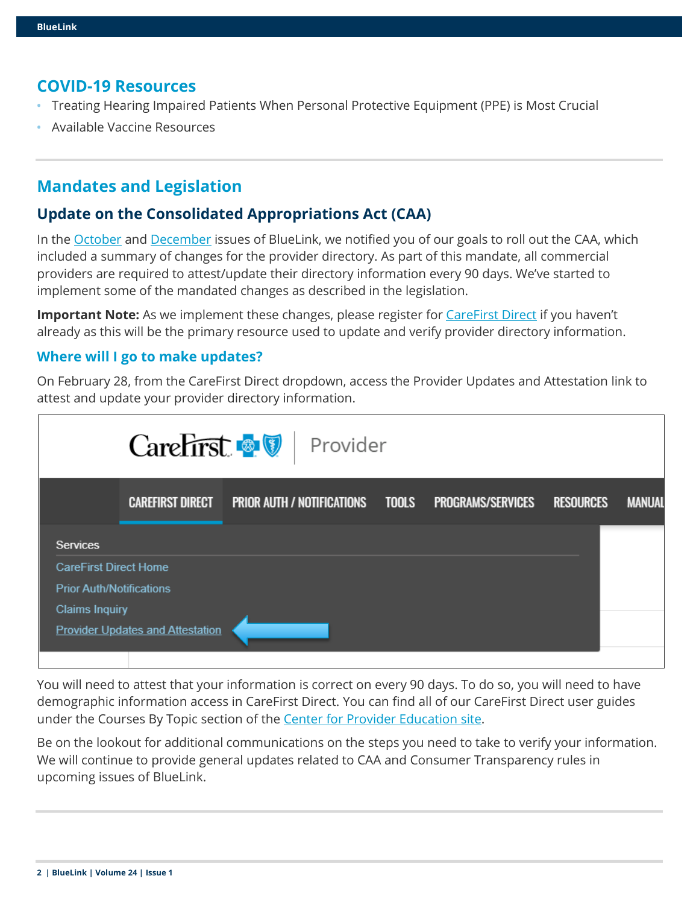## COVID-19 Resources

- Treating Hearing Impaired Patients When Personal Protective Equipment (PPE) is Most Crucial
- Available Vaccine Resources

## Mandates and Legislation

### Update on the Consolidated Appropriations Act (CAA)

In the October and December issues of BlueLink, we notified you of our goals to roll out the CAA, which included a summary of changes for the provider directory. As part of this mandate, all commercial providers are required to attest/update their directory information every 90 days. We've started to implement some of the mandated changes as described in the legislation.

**Important Note:** As we implement these changes, please register for CareFirst Direct if you haven't already as this will be the primary resource used to update and verify provider directory information.

#### Where will I go to make updates?

On February 28, from the CareFirst Direct dropdown, access the Provider Updates and Attestation link to attest and update your provider directory information.

You will need to attest that your information is correct on every 90 days. To do so, you will need to have demographic information access in CareFirst Direct. You can find all of our CareFirst Direct user guides under the Courses By Topic section of the Center for Provider Education site.

Be on the lookout for additional communications on the steps you need to take to verify your information. We will continue to provide general updates related to CAA and Consumer Transparency rules in upcoming issues of BlueLink.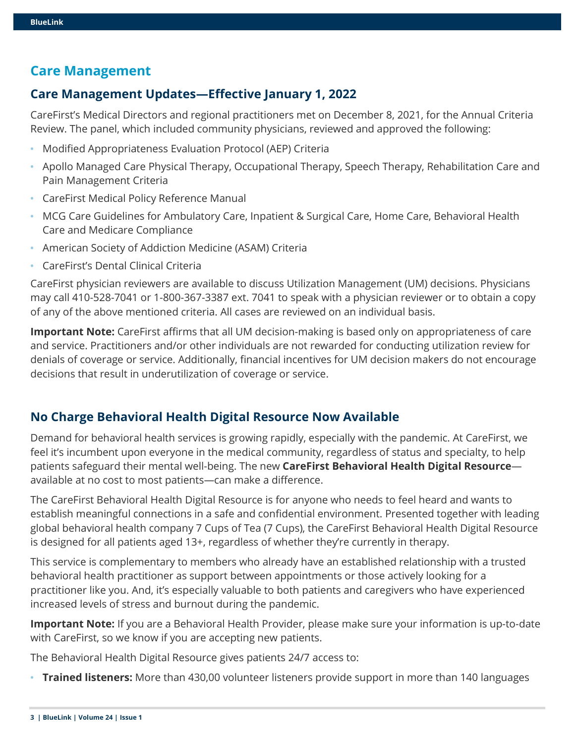## Care Management

### Care Management Updates—Effective January 1, 2022

CareFirst's Medical Directors and regional practitioners met on December 8, 2021, for the Annual Criteria Review. The panel, which included community physicians, reviewed and approved the following:

- Modified Appropriateness Evaluation Protocol (AEP) Criteria
- Apollo Managed Care Physical Therapy, Occupational Therapy, Speech Therapy, Rehabilitation Care and Pain Management Criteria
- CareFirst Medical Policy Reference Manual
- MCG Care Guidelines for Ambulatory Care, Inpatient & Surgical Care, Home Care, Behavioral Health Care and Medicare Compliance
- American Society of Addiction Medicine (ASAM) Criteria
- CareFirst's Dental Clinical Criteria

CareFirst physician reviewers are available to discuss Utilization Management (UM) decisions. Physicians may call 410-528-7041 or 1-800-367-3387 ext. 7041 to speak with a physician reviewer or to obtain a copy of any of the above mentioned criteria. All cases are reviewed on an individual basis.

**Important Note:** CareFirst affirms that all UM decision-making is based only on appropriateness of care and service. Practitioners and/or other individuals are not rewarded for conducting utilization review for denials of coverage or service. Additionally, financial incentives for UM decision makers do not encourage decisions that result in underutilization of coverage or service.

### No Charge Behavioral Health Digital Resource Now Available

Demand for behavioral health services is growing rapidly, especially with the pandemic. At CareFirst, we feel it's incumbent upon everyone in the medical community, regardless of status and specialty, to help patients safeguard their mental well-being. The new **CareFirst Behavioral Health Digital Resource**—available at no cost to most patients—can make a difference.

The CareFirst Behavioral Health Digital Resource is for anyone who needs to feel heard and wants to establish meaningful connections in a safe and confidential environment. Presented together with leading global behavioral health company 7 Cups of Tea (7 Cups), the CareFirst Behavioral Health Digital Resource is designed for all patients aged 13+, regardless of whether they're currently in therapy.

This service is complementary to members who already have an established relationship with a trusted behavioral health practitioner as support between appointments or those actively looking for a practitioner like you. And, it's especially valuable to both patients and caregivers who have experienced increased levels of stress and burnout during the pandemic.

**Important Note:** If you are a Behavioral Health Provider, please make sure your information is up-to-date with CareFirst, so we know if you are accepting new patients.

The Behavioral Health Digital Resource gives patients 24/7 access to:

- **Trained listeners:** More than 430,00 volunteer listeners provide support in more than 140 languages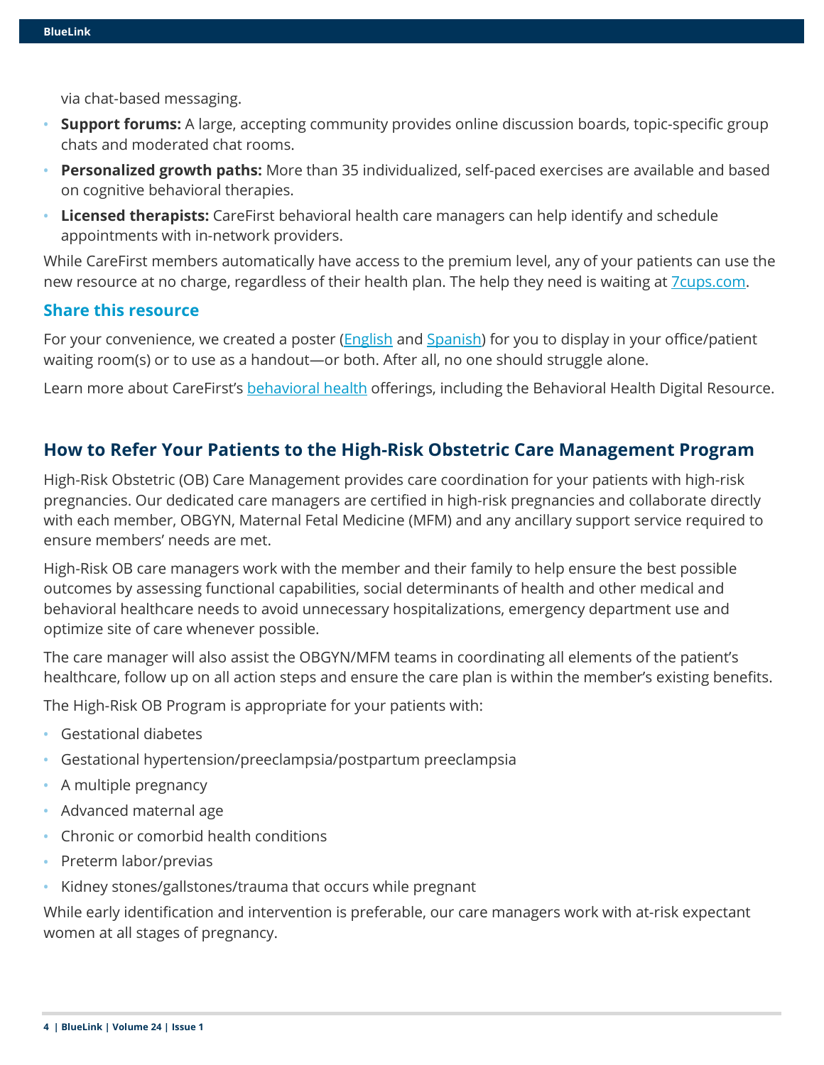via chat-based messaging.

- **Support forums:** A large, accepting community provides online discussion boards, topic-specific group chats and moderated chat rooms.
- **Personalized growth paths:** More than 35 individualized, self-paced exercises are available and based on cognitive behavioral therapies.
- **Licensed therapists:** CareFirst behavioral health care managers can help identify and schedule appointments with in-network providers.

While CareFirst members automatically have access to the premium level, any of your patients can use the new resource at no charge, regardless of their health plan. The help they need is waiting at 7cups.com.

### Share this resource

For your convenience, we created a poster (English and Spanish) for you to display in your office/patient waiting room(s) or to use as a handout—or both. After all, no one should struggle alone.

Learn more about CareFirst's behavioral health offerings, including the Behavioral Health Digital Resource.

## How to Refer Your Patients to the High-Risk Obstetric Care Management Program

High-Risk Obstetric (OB) Care Management provides care coordination for your patients with high-risk pregnancies. Our dedicated care managers are certified in high-risk pregnancies and collaborate directly with each member, OBGYN, Maternal Fetal Medicine (MFM) and any ancillary support service required to ensure members' needs are met.

High-Risk OB care managers work with the member and their family to help ensure the best possible outcomes by assessing functional capabilities, social determinants of health and other medical and behavioral healthcare needs to avoid unnecessary hospitalizations, emergency department use and optimize site of care whenever possible.

The care manager will also assist the OBGYN/MFM teams in coordinating all elements of the patient's healthcare, follow up on all action steps and ensure the care plan is within the member's existing benefits.

The High-Risk OB Program is appropriate for your patients with:

- Gestational diabetes
- Gestational hypertension/preeclampsia/postpartum preeclampsia
- A multiple pregnancy
- Advanced maternal age
- Chronic or comorbid health conditions
- Preterm labor/previas
- Kidney stones/gallstones/trauma that occurs while pregnant

While early identification and intervention is preferable, our care managers work with at-risk expectant women at all stages of pregnancy.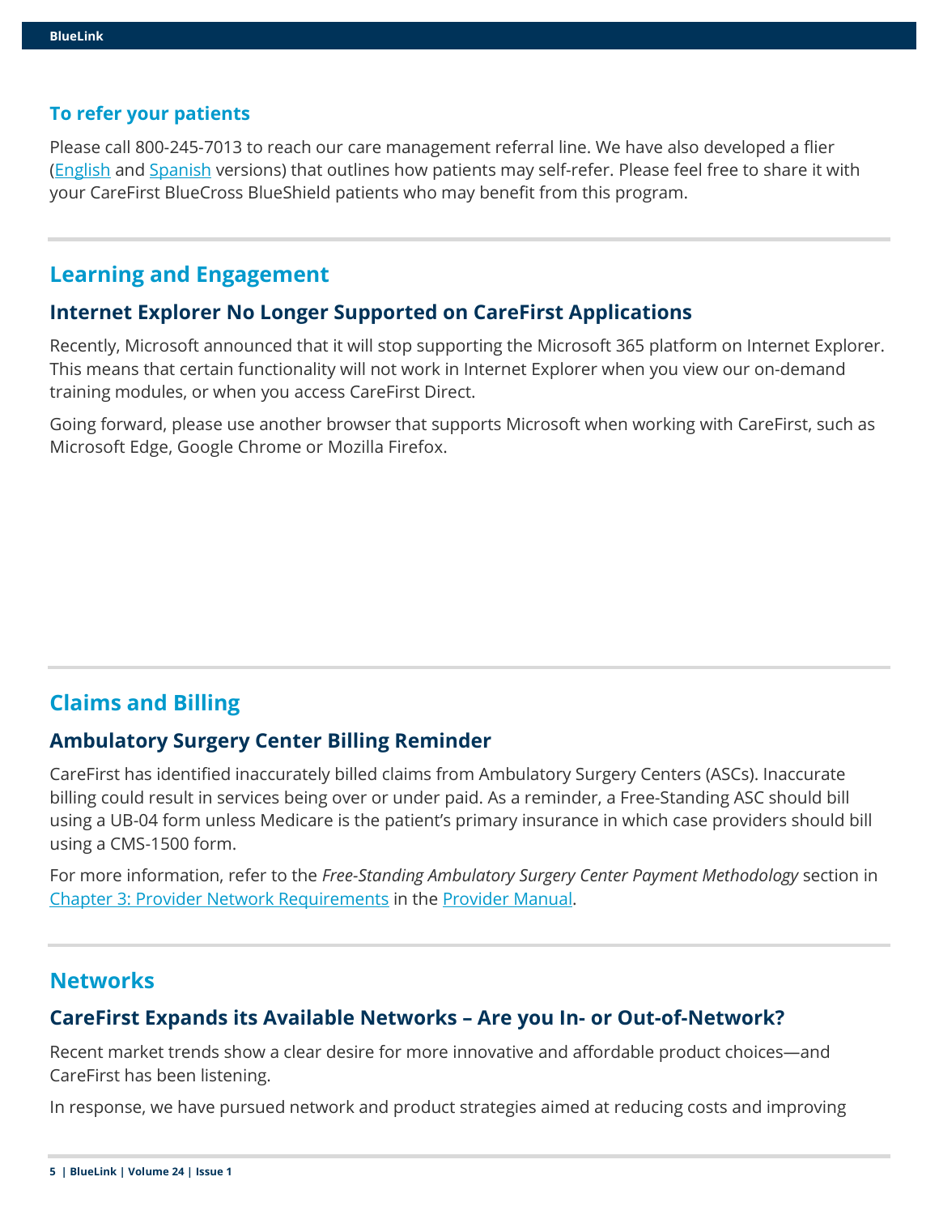### To refer your patients

Please call 800-245-7013 to reach our care management referral line. We have also developed a flier (English and Spanish versions) that outlines how patients may self-refer. Please feel free to share it with your CareFirst BlueCross BlueShield patients who may benefit from this program.

## Learning and Engagement

### Internet Explorer No Longer Supported on CareFirst Applications

Recently, Microsoft announced that it will stop supporting the Microsoft 365 platform on Internet Explorer. This means that certain functionality will not work in Internet Explorer when you view our on-demand training modules, or when you access CareFirst Direct.

Going forward, please use another browser that supports Microsoft when working with CareFirst, such as Microsoft Edge, Google Chrome or Mozilla Firefox.

## Claims and Billing

### Ambulatory Surgery Center Billing Reminder

CareFirst has identified inaccurately billed claims from Ambulatory Surgery Centers (ASCs). Inaccurate billing could result in services being over or under paid. As a reminder, a Free-Standing ASC should bill using a UB-04 form unless Medicare is the patient's primary insurance in which case providers should bill using a CMS-1500 form.

For more information, refer to the *Free-Standing Ambulatory Surgery Center Payment Methodology* section in Chapter 3: Provider Network Requirements in the Provider Manual.

## Networks

### CareFirst Expands its Available Networks – Are you In- or Out-of-Network?

Recent market trends show a clear desire for more innovative and affordable product choices—and CareFirst has been listening.

In response, we have pursued network and product strategies aimed at reducing costs and improving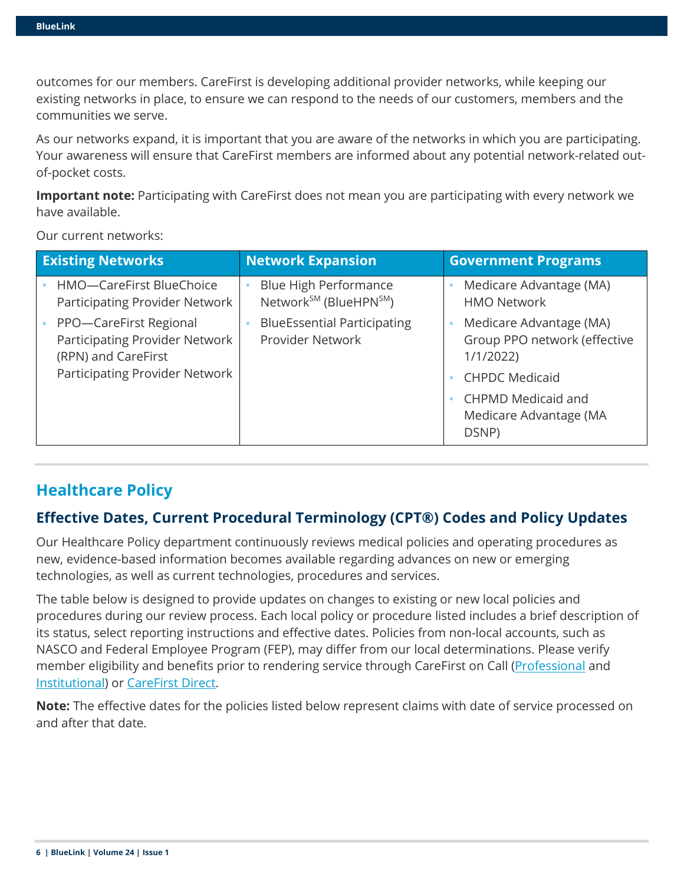outcomes for our members. CareFirst is developing additional provider networks, while keeping our existing networks in place, to ensure we can respond to the needs of our customers, members and the communities we serve.

As our networks expand, it is important that you are aware of the networks in which you are participating. Your awareness will ensure that CareFirst members are informed about any potential network-related out-of-pocket costs.

**Important note:** Participating with CareFirst does not mean you are participating with every network we have available.

Our current networks:

| Existing Networks | Network Expansion | Government Programs |
|---|---|---|
| • HMO—CareFirst BlueChoice Participating Provider Network<br>• PPO—CareFirst Regional Participating Provider Network (RPN) and CareFirst Participating Provider Network | • Blue High Performance Network℠ (BlueHPN℠)<br>• BlueEssential Participating Provider Network | • Medicare Advantage (MA) HMO Network<br>• Medicare Advantage (MA) Group PPO network (effective 1/1/2022)<br>• CHPDC Medicaid<br>• CHPMD Medicaid and Medicare Advantage (MA DSNP) |

## Healthcare Policy

### Effective Dates, Current Procedural Terminology (CPT®) Codes and Policy Updates

Our Healthcare Policy department continuously reviews medical policies and operating procedures as new, evidence-based information becomes available regarding advances on new or emerging technologies, as well as current technologies, procedures and services.

The table below is designed to provide updates on changes to existing or new local policies and procedures during our review process. Each local policy or procedure listed includes a brief description of its status, select reporting instructions and effective dates. Policies from non-local accounts, such as NASCO and Federal Employee Program (FEP), may differ from our local determinations. Please verify member eligibility and benefits prior to rendering service through CareFirst on Call (Professional and Institutional) or CareFirst Direct.

**Note:** The effective dates for the policies listed below represent claims with date of service processed on and after that date.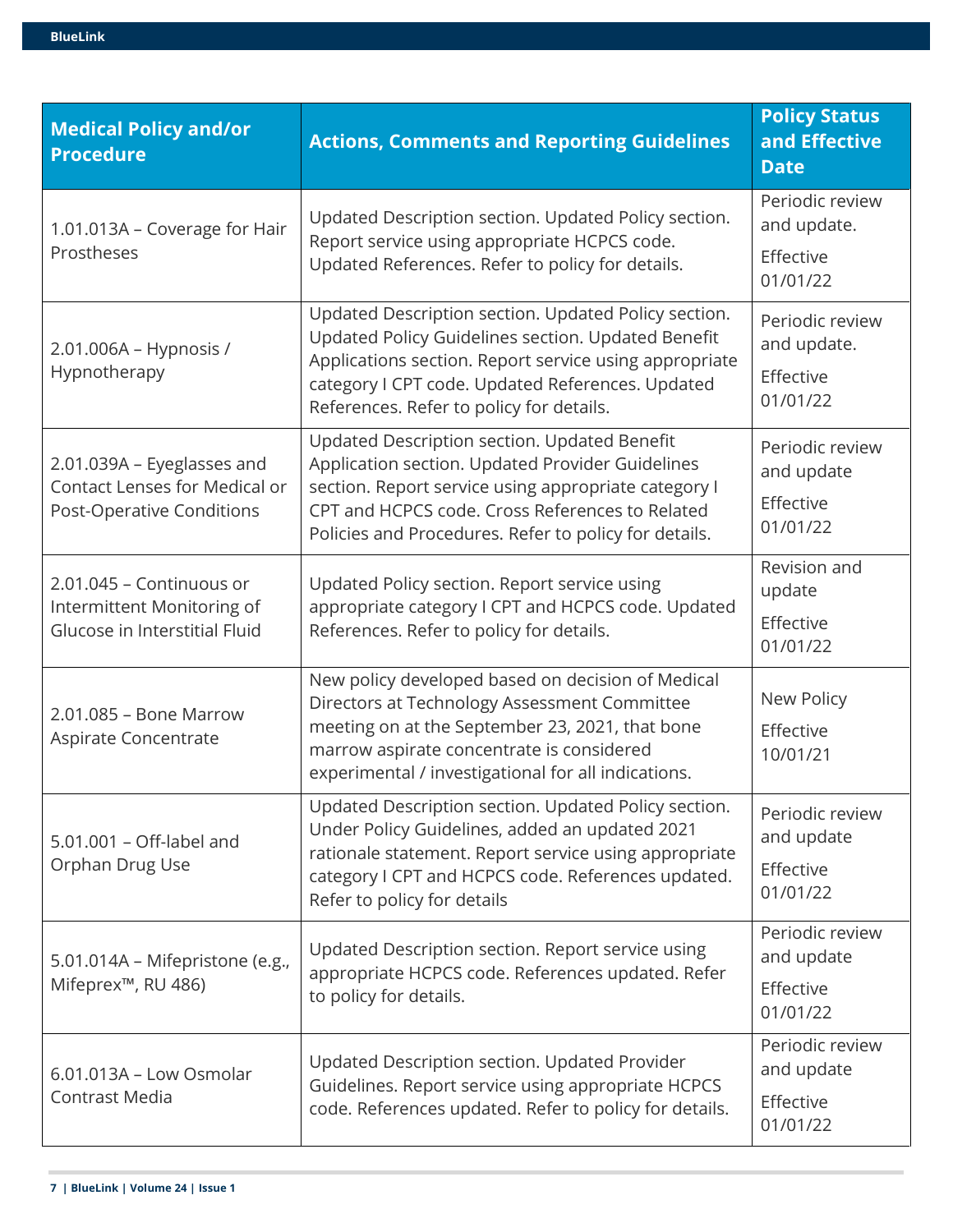| Medical Policy and/or Procedure | Actions, Comments and Reporting Guidelines | Policy Status and Effective Date |
|---|---|---|
| 1.01.013A – Coverage for Hair Prostheses | Updated Description section. Updated Policy section. Report service using appropriate HCPCS code. Updated References. Refer to policy for details. | Periodic review and update. Effective 01/01/22 |
| 2.01.006A – Hypnosis / Hypnotherapy | Updated Description section. Updated Policy section. Updated Policy Guidelines section. Updated Benefit Applications section. Report service using appropriate category I CPT code. Updated References. Updated References. Refer to policy for details. | Periodic review and update. Effective 01/01/22 |
| 2.01.039A – Eyeglasses and Contact Lenses for Medical or Post-Operative Conditions | Updated Description section. Updated Benefit Application section. Updated Provider Guidelines section. Report service using appropriate category I CPT and HCPCS code. Cross References to Related Policies and Procedures. Refer to policy for details. | Periodic review and update Effective 01/01/22 |
| 2.01.045 – Continuous or Intermittent Monitoring of Glucose in Interstitial Fluid | Updated Policy section. Report service using appropriate category I CPT and HCPCS code. Updated References. Refer to policy for details. | Revision and update Effective 01/01/22 |
| 2.01.085 – Bone Marrow Aspirate Concentrate | New policy developed based on decision of Medical Directors at Technology Assessment Committee meeting on at the September 23, 2021, that bone marrow aspirate concentrate is considered experimental / investigational for all indications. | New Policy Effective 10/01/21 |
| 5.01.001 – Off-label and Orphan Drug Use | Updated Description section. Updated Policy section. Under Policy Guidelines, added an updated 2021 rationale statement. Report service using appropriate category I CPT and HCPCS code. References updated. Refer to policy for details | Periodic review and update Effective 01/01/22 |
| 5.01.014A – Mifepristone (e.g., Mifeprex™, RU 486) | Updated Description section. Report service using appropriate HCPCS code. References updated. Refer to policy for details. | Periodic review and update Effective 01/01/22 |
| 6.01.013A – Low Osmolar Contrast Media | Updated Description section. Updated Provider Guidelines. Report service using appropriate HCPCS code. References updated. Refer to policy for details. | Periodic review and update Effective 01/01/22 |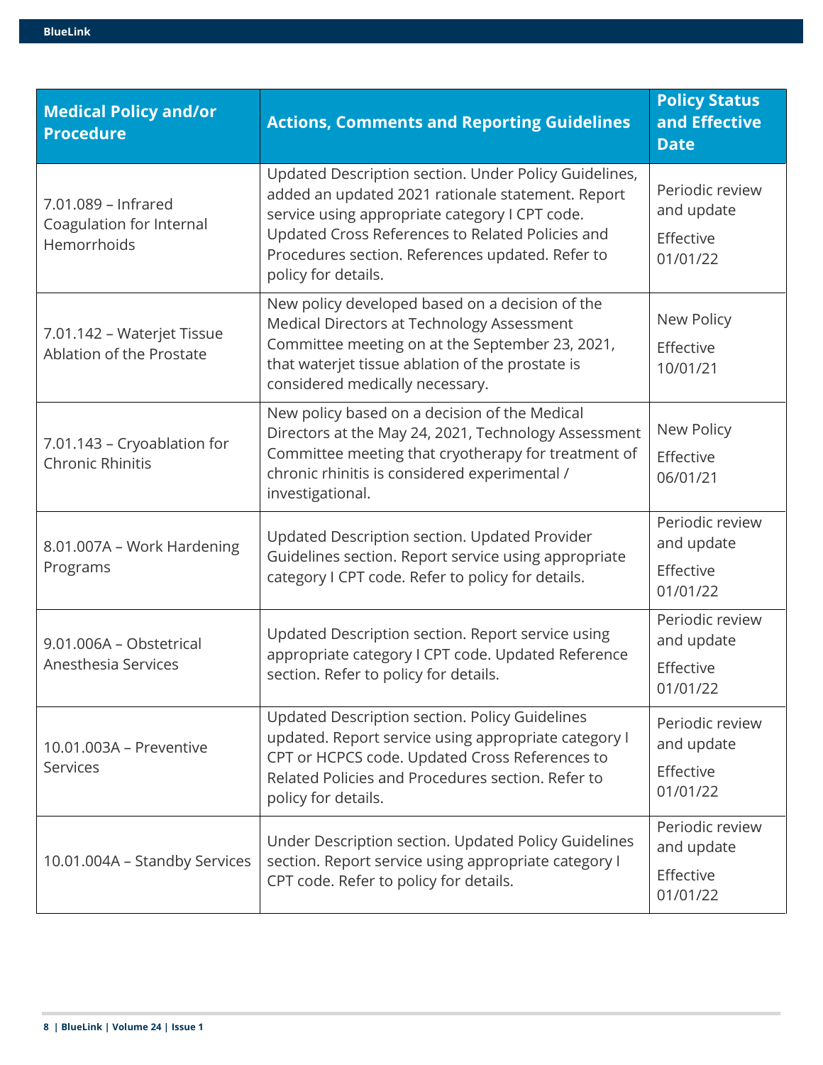| Medical Policy and/or Procedure | Actions, Comments and Reporting Guidelines | Policy Status and Effective Date |
|---|---|---|
| 7.01.089 – Infrared Coagulation for Internal Hemorrhoids | Updated Description section. Under Policy Guidelines, added an updated 2021 rationale statement. Report service using appropriate category I CPT code. Updated Cross References to Related Policies and Procedures section. References updated. Refer to policy for details. | Periodic review and update<br>Effective 01/01/22 |
| 7.01.142 – Waterjet Tissue Ablation of the Prostate | New policy developed based on a decision of the Medical Directors at Technology Assessment Committee meeting on at the September 23, 2021, that waterjet tissue ablation of the prostate is considered medically necessary. | New Policy<br>Effective 10/01/21 |
| 7.01.143 – Cryoablation for Chronic Rhinitis | New policy based on a decision of the Medical Directors at the May 24, 2021, Technology Assessment Committee meeting that cryotherapy for treatment of chronic rhinitis is considered experimental / investigational. | New Policy<br>Effective 06/01/21 |
| 8.01.007A – Work Hardening Programs | Updated Description section. Updated Provider Guidelines section. Report service using appropriate category I CPT code. Refer to policy for details. | Periodic review and update<br>Effective 01/01/22 |
| 9.01.006A – Obstetrical Anesthesia Services | Updated Description section. Report service using appropriate category I CPT code. Updated Reference section. Refer to policy for details. | Periodic review and update<br>Effective 01/01/22 |
| 10.01.003A – Preventive Services | Updated Description section. Policy Guidelines updated. Report service using appropriate category I CPT or HCPCS code. Updated Cross References to Related Policies and Procedures section. Refer to policy for details. | Periodic review and update<br>Effective 01/01/22 |
| 10.01.004A – Standby Services | Under Description section. Updated Policy Guidelines section. Report service using appropriate category I CPT code. Refer to policy for details. | Periodic review and update<br>Effective 01/01/22 |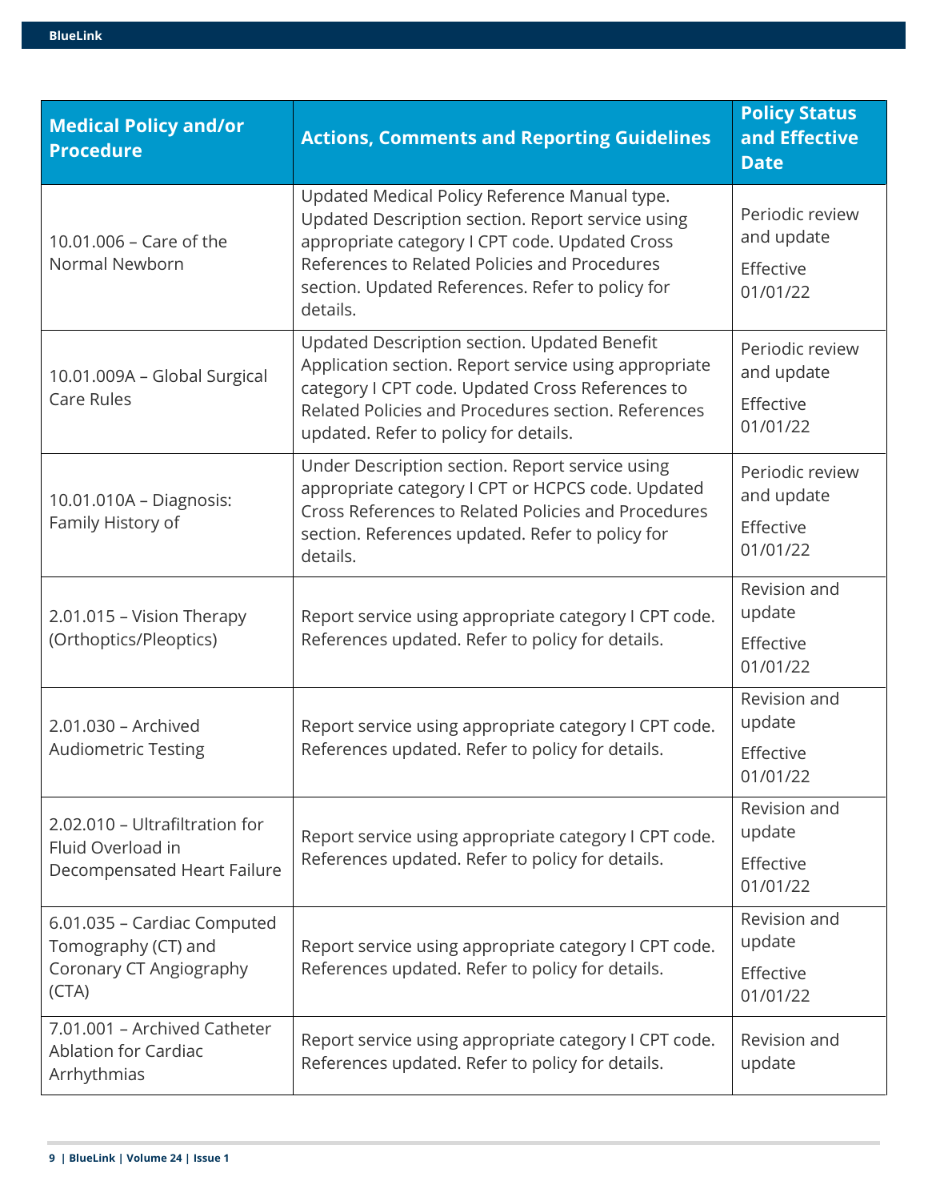| Medical Policy and/or Procedure | Actions, Comments and Reporting Guidelines | Policy Status and Effective Date |
|---|---|---|
| 10.01.006 – Care of the Normal Newborn | Updated Medical Policy Reference Manual type. Updated Description section. Report service using appropriate category I CPT code. Updated Cross References to Related Policies and Procedures section. Updated References. Refer to policy for details. | Periodic review and update<br>Effective 01/01/22 |
| 10.01.009A – Global Surgical Care Rules | Updated Description section. Updated Benefit Application section. Report service using appropriate category I CPT code. Updated Cross References to Related Policies and Procedures section. References updated. Refer to policy for details. | Periodic review and update<br>Effective 01/01/22 |
| 10.01.010A – Diagnosis: Family History of | Under Description section. Report service using appropriate category I CPT or HCPCS code. Updated Cross References to Related Policies and Procedures section. References updated. Refer to policy for details. | Periodic review and update<br>Effective 01/01/22 |
| 2.01.015 – Vision Therapy (Orthoptics/Pleoptics) | Report service using appropriate category I CPT code. References updated. Refer to policy for details. | Revision and update<br>Effective 01/01/22 |
| 2.01.030 – Archived Audiometric Testing | Report service using appropriate category I CPT code. References updated. Refer to policy for details. | Revision and update<br>Effective 01/01/22 |
| 2.02.010 – Ultrafiltration for Fluid Overload in Decompensated Heart Failure | Report service using appropriate category I CPT code. References updated. Refer to policy for details. | Revision and update<br>Effective 01/01/22 |
| 6.01.035 – Cardiac Computed Tomography (CT) and Coronary CT Angiography (CTA) | Report service using appropriate category I CPT code. References updated. Refer to policy for details. | Revision and update<br>Effective 01/01/22 |
| 7.01.001 – Archived Catheter Ablation for Cardiac Arrhythmias | Report service using appropriate category I CPT code. References updated. Refer to policy for details. | Revision and update |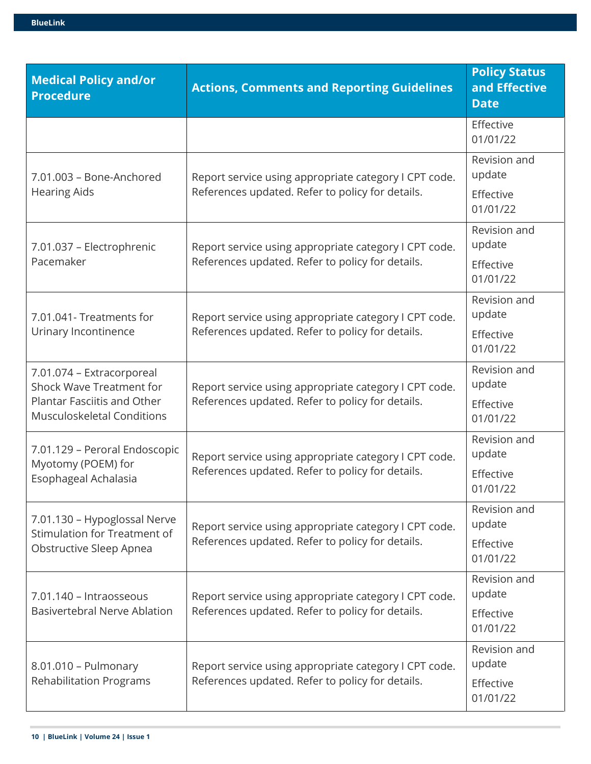| Medical Policy and/or Procedure | Actions, Comments and Reporting Guidelines | Policy Status and Effective Date |
|---|---|---|
| | | Effective 01/01/22 |
| 7.01.003 – Bone-Anchored Hearing Aids | Report service using appropriate category I CPT code. References updated. Refer to policy for details. | Revision and update<br>Effective 01/01/22 |
| 7.01.037 – Electrophrenic Pacemaker | Report service using appropriate category I CPT code. References updated. Refer to policy for details. | Revision and update<br>Effective 01/01/22 |
| 7.01.041- Treatments for Urinary Incontinence | Report service using appropriate category I CPT code. References updated. Refer to policy for details. | Revision and update<br>Effective 01/01/22 |
| 7.01.074 – Extracorporeal Shock Wave Treatment for Plantar Fasciitis and Other Musculoskeletal Conditions | Report service using appropriate category I CPT code. References updated. Refer to policy for details. | Revision and update<br>Effective 01/01/22 |
| 7.01.129 – Peroral Endoscopic Myotomy (POEM) for Esophageal Achalasia | Report service using appropriate category I CPT code. References updated. Refer to policy for details. | Revision and update<br>Effective 01/01/22 |
| 7.01.130 – Hypoglossal Nerve Stimulation for Treatment of Obstructive Sleep Apnea | Report service using appropriate category I CPT code. References updated. Refer to policy for details. | Revision and update<br>Effective 01/01/22 |
| 7.01.140 – Intraosseous Basivertebral Nerve Ablation | Report service using appropriate category I CPT code. References updated. Refer to policy for details. | Revision and update<br>Effective 01/01/22 |
| 8.01.010 – Pulmonary Rehabilitation Programs | Report service using appropriate category I CPT code. References updated. Refer to policy for details. | Revision and update<br>Effective 01/01/22 |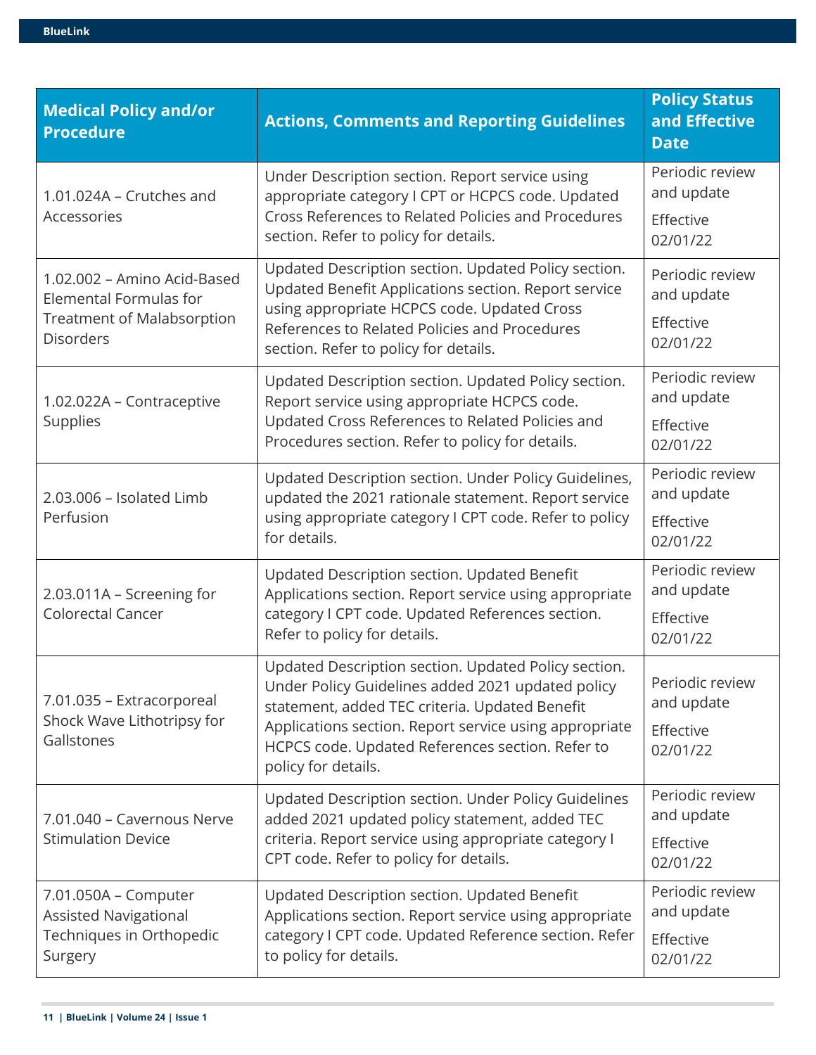| Medical Policy and/or Procedure | Actions, Comments and Reporting Guidelines | Policy Status and Effective Date |
|---|---|---|
| 1.01.024A – Crutches and Accessories | Under Description section. Report service using appropriate category I CPT or HCPCS code. Updated Cross References to Related Policies and Procedures section. Refer to policy for details. | Periodic review and update<br>Effective 02/01/22 |
| 1.02.002 – Amino Acid-Based Elemental Formulas for Treatment of Malabsorption Disorders | Updated Description section. Updated Policy section. Updated Benefit Applications section. Report service using appropriate HCPCS code. Updated Cross References to Related Policies and Procedures section. Refer to policy for details. | Periodic review and update<br>Effective 02/01/22 |
| 1.02.022A – Contraceptive Supplies | Updated Description section. Updated Policy section. Report service using appropriate HCPCS code. Updated Cross References to Related Policies and Procedures section. Refer to policy for details. | Periodic review and update<br>Effective 02/01/22 |
| 2.03.006 – Isolated Limb Perfusion | Updated Description section. Under Policy Guidelines, updated the 2021 rationale statement. Report service using appropriate category I CPT code. Refer to policy for details. | Periodic review and update<br>Effective 02/01/22 |
| 2.03.011A – Screening for Colorectal Cancer | Updated Description section. Updated Benefit Applications section. Report service using appropriate category I CPT code. Updated References section. Refer to policy for details. | Periodic review and update<br>Effective 02/01/22 |
| 7.01.035 – Extracorporeal Shock Wave Lithotripsy for Gallstones | Updated Description section. Updated Policy section. Under Policy Guidelines added 2021 updated policy statement, added TEC criteria. Updated Benefit Applications section. Report service using appropriate HCPCS code. Updated References section. Refer to policy for details. | Periodic review and update<br>Effective 02/01/22 |
| 7.01.040 – Cavernous Nerve Stimulation Device | Updated Description section. Under Policy Guidelines added 2021 updated policy statement, added TEC criteria. Report service using appropriate category I CPT code. Refer to policy for details. | Periodic review and update<br>Effective 02/01/22 |
| 7.01.050A – Computer Assisted Navigational Techniques in Orthopedic Surgery | Updated Description section. Updated Benefit Applications section. Report service using appropriate category I CPT code. Updated Reference section. Refer to policy for details. | Periodic review and update<br>Effective 02/01/22 |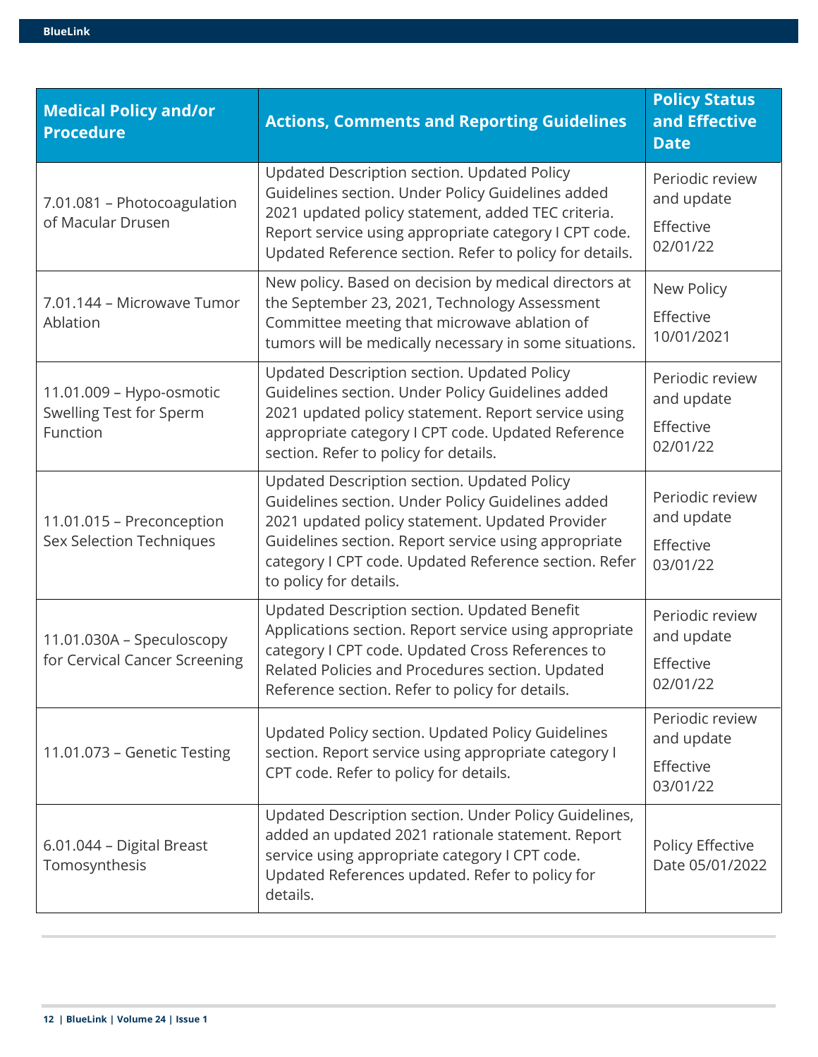| Medical Policy and/or Procedure | Actions, Comments and Reporting Guidelines | Policy Status and Effective Date |
| --- | --- | --- |
| 7.01.081 – Photocoagulation of Macular Drusen | Updated Description section. Updated Policy Guidelines section. Under Policy Guidelines added 2021 updated policy statement, added TEC criteria. Report service using appropriate category I CPT code. Updated Reference section. Refer to policy for details. | Periodic review and update<br><br>Effective 02/01/22 |
| 7.01.144 – Microwave Tumor Ablation | New policy. Based on decision by medical directors at the September 23, 2021, Technology Assessment Committee meeting that microwave ablation of tumors will be medically necessary in some situations. | New Policy<br><br>Effective 10/01/2021 |
| 11.01.009 – Hypo-osmotic Swelling Test for Sperm Function | Updated Description section. Updated Policy Guidelines section. Under Policy Guidelines added 2021 updated policy statement. Report service using appropriate category I CPT code. Updated Reference section. Refer to policy for details. | Periodic review and update<br><br>Effective 02/01/22 |
| 11.01.015 – Preconception Sex Selection Techniques | Updated Description section. Updated Policy Guidelines section. Under Policy Guidelines added 2021 updated policy statement. Updated Provider Guidelines section. Report service using appropriate category I CPT code. Updated Reference section. Refer to policy for details. | Periodic review and update<br><br>Effective 03/01/22 |
| 11.01.030A – Speculoscopy for Cervical Cancer Screening | Updated Description section. Updated Benefit Applications section. Report service using appropriate category I CPT code. Updated Cross References to Related Policies and Procedures section. Updated Reference section. Refer to policy for details. | Periodic review and update<br><br>Effective 02/01/22 |
| 11.01.073 – Genetic Testing | Updated Policy section. Updated Policy Guidelines section. Report service using appropriate category I CPT code. Refer to policy for details. | Periodic review and update<br><br>Effective 03/01/22 |
| 6.01.044 – Digital Breast Tomosynthesis | Updated Description section. Under Policy Guidelines, added an updated 2021 rationale statement. Report service using appropriate category I CPT code. Updated References updated. Refer to policy for details. | Policy Effective Date 05/01/2022 |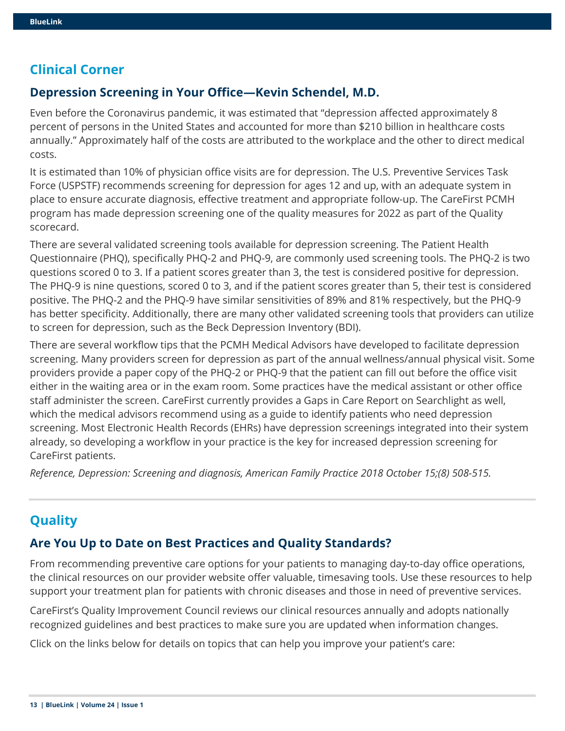## Clinical Corner

### Depression Screening in Your Office—Kevin Schendel, M.D.

Even before the Coronavirus pandemic, it was estimated that "depression affected approximately 8 percent of persons in the United States and accounted for more than $210 billion in healthcare costs annually." Approximately half of the costs are attributed to the workplace and the other to direct medical costs.

It is estimated than 10% of physician office visits are for depression. The U.S. Preventive Services Task Force (USPSTF) recommends screening for depression for ages 12 and up, with an adequate system in place to ensure accurate diagnosis, effective treatment and appropriate follow-up. The CareFirst PCMH program has made depression screening one of the quality measures for 2022 as part of the Quality scorecard.

There are several validated screening tools available for depression screening. The Patient Health Questionnaire (PHQ), specifically PHQ-2 and PHQ-9, are commonly used screening tools. The PHQ-2 is two questions scored 0 to 3. If a patient scores greater than 3, the test is considered positive for depression. The PHQ-9 is nine questions, scored 0 to 3, and if the patient scores greater than 5, their test is considered positive. The PHQ-2 and the PHQ-9 have similar sensitivities of 89% and 81% respectively, but the PHQ-9 has better specificity. Additionally, there are many other validated screening tools that providers can utilize to screen for depression, such as the Beck Depression Inventory (BDI).

There are several workflow tips that the PCMH Medical Advisors have developed to facilitate depression screening. Many providers screen for depression as part of the annual wellness/annual physical visit. Some providers provide a paper copy of the PHQ-2 or PHQ-9 that the patient can fill out before the office visit either in the waiting area or in the exam room. Some practices have the medical assistant or other office staff administer the screen. CareFirst currently provides a Gaps in Care Report on Searchlight as well, which the medical advisors recommend using as a guide to identify patients who need depression screening. Most Electronic Health Records (EHRs) have depression screenings integrated into their system already, so developing a workflow in your practice is the key for increased depression screening for CareFirst patients.

*Reference, Depression: Screening and diagnosis, American Family Practice 2018 October 15;(8) 508-515.*

---

## Quality

### Are You Up to Date on Best Practices and Quality Standards?

From recommending preventive care options for your patients to managing day-to-day office operations, the clinical resources on our provider website offer valuable, timesaving tools. Use these resources to help support your treatment plan for patients with chronic diseases and those in need of preventive services.

CareFirst's Quality Improvement Council reviews our clinical resources annually and adopts nationally recognized guidelines and best practices to make sure you are updated when information changes.

Click on the links below for details on topics that can help you improve your patient's care: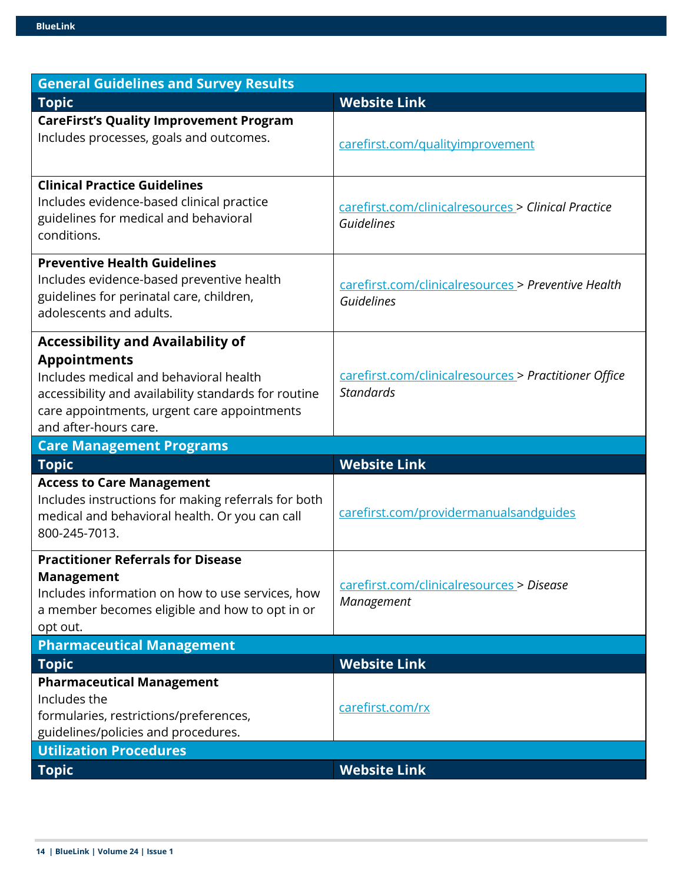| General Guidelines and Survey Results | |
|---|---|
| **Topic** | **Website Link** |
| **CareFirst's Quality Improvement Program** Includes processes, goals and outcomes. | carefirst.com/qualityimprovement |
| **Clinical Practice Guidelines** Includes evidence-based clinical practice guidelines for medical and behavioral conditions. | carefirst.com/clinicalresources > *Clinical Practice Guidelines* |
| **Preventive Health Guidelines** Includes evidence-based preventive health guidelines for perinatal care, children, adolescents and adults. | carefirst.com/clinicalresources > *Preventive Health Guidelines* |
| **Accessibility and Availability of Appointments** Includes medical and behavioral health accessibility and availability standards for routine care appointments, urgent care appointments and after-hours care. | carefirst.com/clinicalresources > *Practitioner Office Standards* |
| **Care Management Programs** | |
| **Topic** | **Website Link** |
| **Access to Care Management** Includes instructions for making referrals for both medical and behavioral health. Or you can call 800-245-7013. | carefirst.com/providermanualsandguides |
| **Practitioner Referrals for Disease Management** Includes information on how to use services, how a member becomes eligible and how to opt in or opt out. | carefirst.com/clinicalresources > *Disease Management* |
| **Pharmaceutical Management** | |
| **Topic** | **Website Link** |
| **Pharmaceutical Management** Includes the formularies, restrictions/preferences, guidelines/policies and procedures. | carefirst.com/rx |
| **Utilization Procedures** | |
| **Topic** | **Website Link** |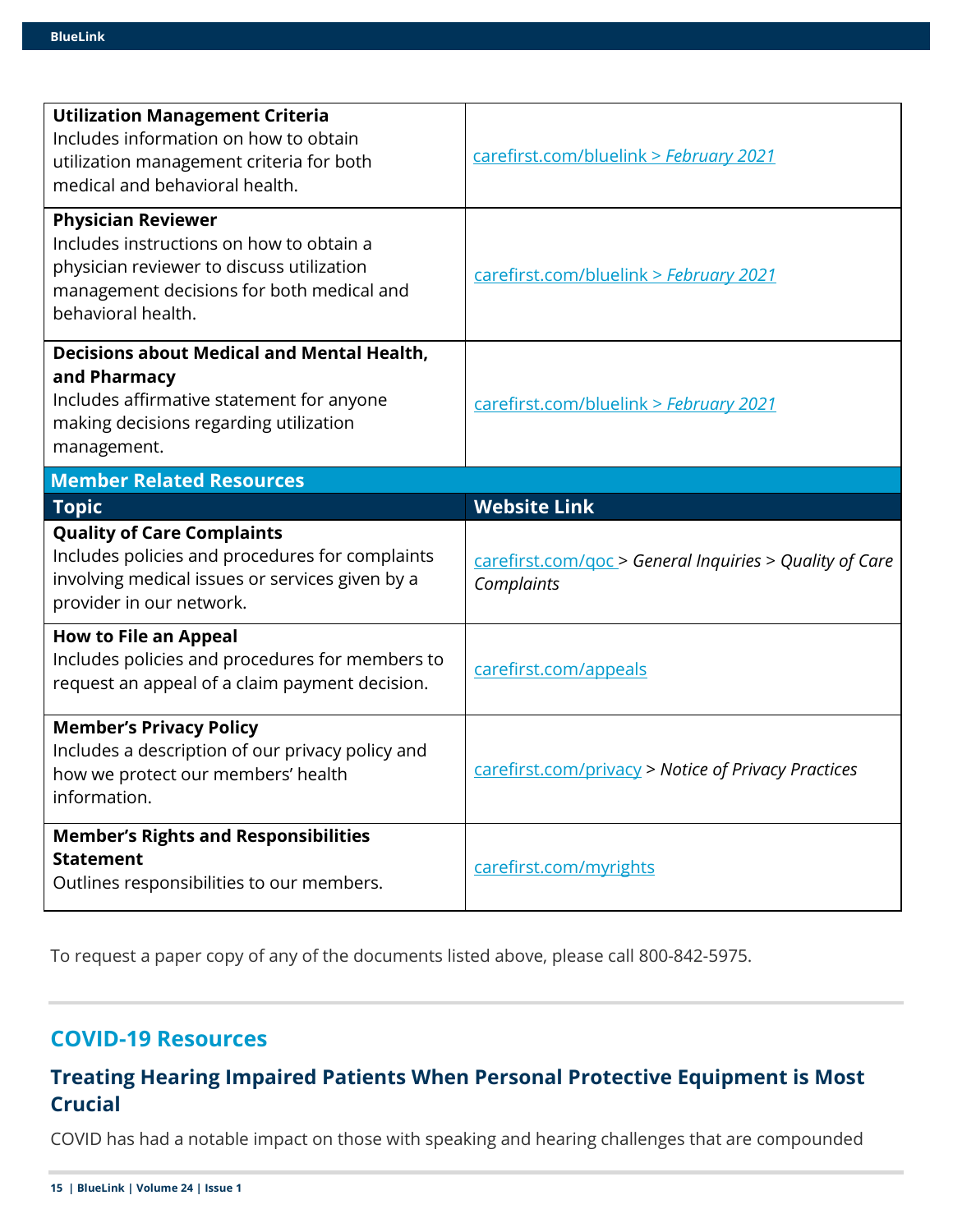| | |
|---|---|
| **Utilization Management Criteria**<br>Includes information on how to obtain utilization management criteria for both medical and behavioral health. | carefirst.com/bluelink > *February 2021* |
| **Physician Reviewer**<br>Includes instructions on how to obtain a physician reviewer to discuss utilization management decisions for both medical and behavioral health. | carefirst.com/bluelink > *February 2021* |
| **Decisions about Medical and Mental Health, and Pharmacy**<br>Includes affirmative statement for anyone making decisions regarding utilization management. | carefirst.com/bluelink > *February 2021* |

**Member Related Resources**

| Topic | Website Link |
|---|---|
| **Quality of Care Complaints**<br>Includes policies and procedures for complaints involving medical issues or services given by a provider in our network. | carefirst.com/qoc > *General Inquiries* > *Quality of Care Complaints* |
| **How to File an Appeal**<br>Includes policies and procedures for members to request an appeal of a claim payment decision. | carefirst.com/appeals |
| **Member's Privacy Policy**<br>Includes a description of our privacy policy and how we protect our members' health information. | carefirst.com/privacy > *Notice of Privacy Practices* |
| **Member's Rights and Responsibilities Statement**<br>Outlines responsibilities to our members. | carefirst.com/myrights |

To request a paper copy of any of the documents listed above, please call 800-842-5975.

## COVID-19 Resources

### Treating Hearing Impaired Patients When Personal Protective Equipment is Most Crucial

COVID has had a notable impact on those with speaking and hearing challenges that are compounded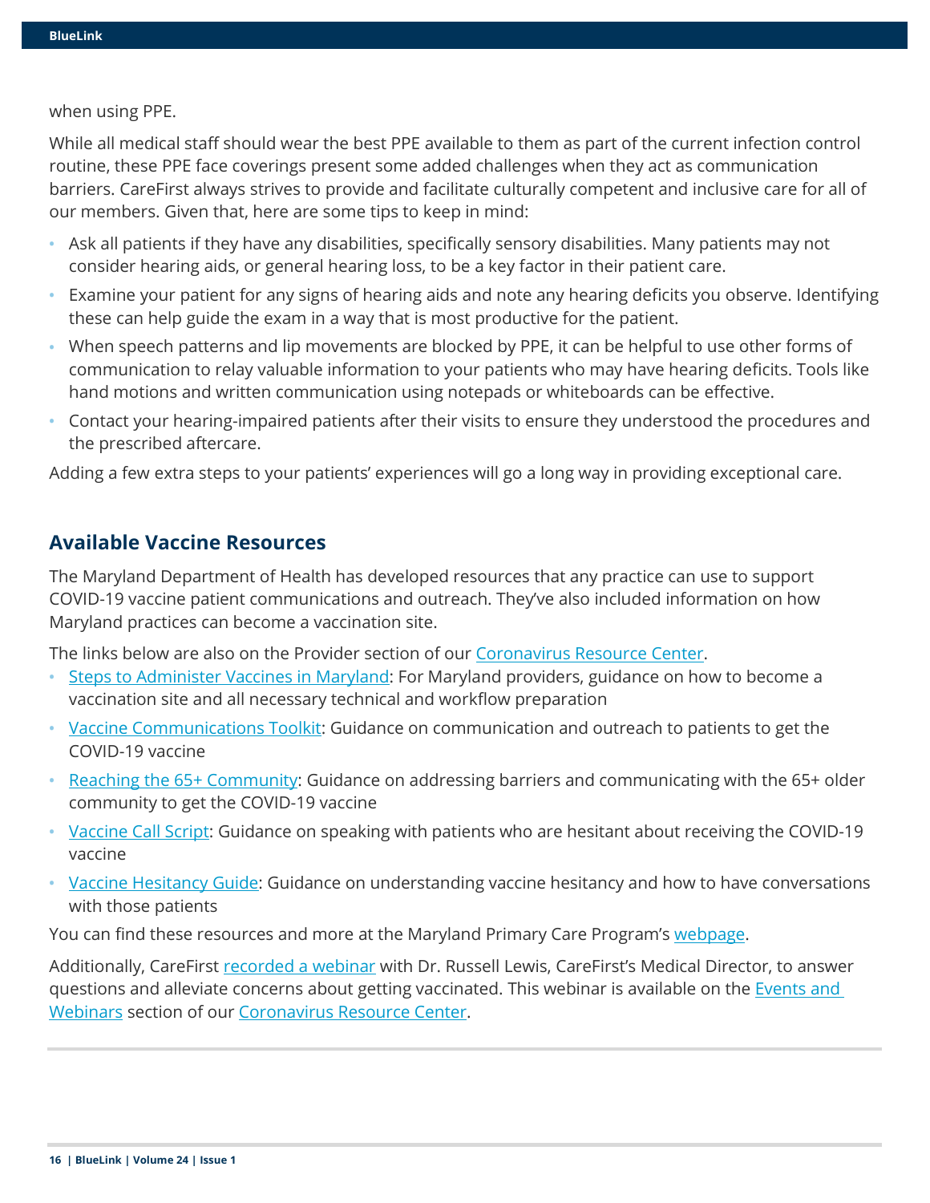when using PPE.

While all medical staff should wear the best PPE available to them as part of the current infection control routine, these PPE face coverings present some added challenges when they act as communication barriers. CareFirst always strives to provide and facilitate culturally competent and inclusive care for all of our members. Given that, here are some tips to keep in mind:

- Ask all patients if they have any disabilities, specifically sensory disabilities. Many patients may not consider hearing aids, or general hearing loss, to be a key factor in their patient care.
- Examine your patient for any signs of hearing aids and note any hearing deficits you observe. Identifying these can help guide the exam in a way that is most productive for the patient.
- When speech patterns and lip movements are blocked by PPE, it can be helpful to use other forms of communication to relay valuable information to your patients who may have hearing deficits. Tools like hand motions and written communication using notepads or whiteboards can be effective.
- Contact your hearing-impaired patients after their visits to ensure they understood the procedures and the prescribed aftercare.

Adding a few extra steps to your patients' experiences will go a long way in providing exceptional care.

## Available Vaccine Resources

The Maryland Department of Health has developed resources that any practice can use to support COVID-19 vaccine patient communications and outreach. They've also included information on how Maryland practices can become a vaccination site.

The links below are also on the Provider section of our Coronavirus Resource Center.

- Steps to Administer Vaccines in Maryland: For Maryland providers, guidance on how to become a vaccination site and all necessary technical and workflow preparation
- Vaccine Communications Toolkit: Guidance on communication and outreach to patients to get the COVID-19 vaccine
- Reaching the 65+ Community: Guidance on addressing barriers and communicating with the 65+ older community to get the COVID-19 vaccine
- Vaccine Call Script: Guidance on speaking with patients who are hesitant about receiving the COVID-19 vaccine
- Vaccine Hesitancy Guide: Guidance on understanding vaccine hesitancy and how to have conversations with those patients

You can find these resources and more at the Maryland Primary Care Program's webpage.

Additionally, CareFirst recorded a webinar with Dr. Russell Lewis, CareFirst's Medical Director, to answer questions and alleviate concerns about getting vaccinated. This webinar is available on the Events and Webinars section of our Coronavirus Resource Center.